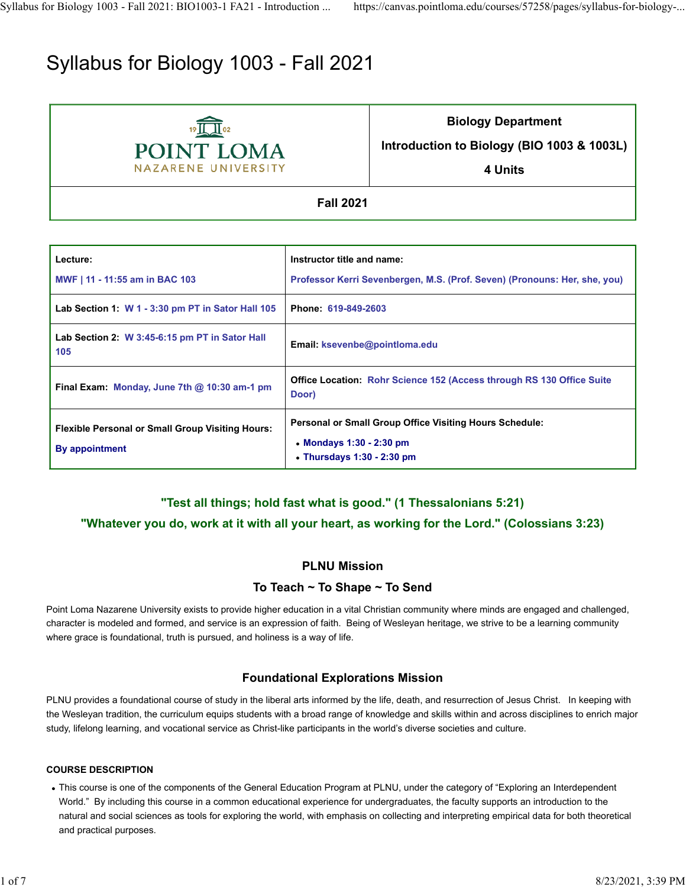# Syllabus for Biology 1003 - Fall 2021

| POINT LOMA NAZARENE UNIVERSITY | Biology Department<br>Introduction to Biology (BIO 1003 & 1003L)<br>4 Units |
|---|---|
| Fall 2021 | |

| | |
|---|---|
| **Lecture:** MWF \| 11 - 11:55 am in BAC 103 | **Instructor title and name:** Professor Kerri Sevenbergen, M.S. (Prof. Seven) (Pronouns: Her, she, you) |
| **Lab Section 1:** W 1 - 3:30 pm PT in Sator Hall 105 | **Phone:** 619-849-2603 |
| **Lab Section 2:** W 3:45-6:15 pm PT in Sator Hall 105 | **Email:** ksevenbe@pointloma.edu |
| **Final Exam:** Monday, June 7th @ 10:30 am-1 pm | **Office Location:** Rohr Science 152 (Access through RS 130 Office Suite Door) |
| **Flexible Personal or Small Group Visiting Hours:** By appointment | **Personal or Small Group Office Visiting Hours Schedule:**<br>• Mondays 1:30 - 2:30 pm<br>• Thursdays 1:30 - 2:30 pm |

**"Test all things; hold fast what is good." (1 Thessalonians 5:21)**

**"Whatever you do, work at it with all your heart, as working for the Lord." (Colossians 3:23)**

## PLNU Mission

### To Teach ~ To Shape ~ To Send

Point Loma Nazarene University exists to provide higher education in a vital Christian community where minds are engaged and challenged, character is modeled and formed, and service is an expression of faith. Being of Wesleyan heritage, we strive to be a learning community where grace is foundational, truth is pursued, and holiness is a way of life.

## Foundational Explorations Mission

PLNU provides a foundational course of study in the liberal arts informed by the life, death, and resurrection of Jesus Christ. In keeping with the Wesleyan tradition, the curriculum equips students with a broad range of knowledge and skills within and across disciplines to enrich major study, lifelong learning, and vocational service as Christ-like participants in the world's diverse societies and culture.

### COURSE DESCRIPTION

- This course is one of the components of the General Education Program at PLNU, under the category of "Exploring an Interdependent World." By including this course in a common educational experience for undergraduates, the faculty supports an introduction to the natural and social sciences as tools for exploring the world, with emphasis on collecting and interpreting empirical data for both theoretical and practical purposes.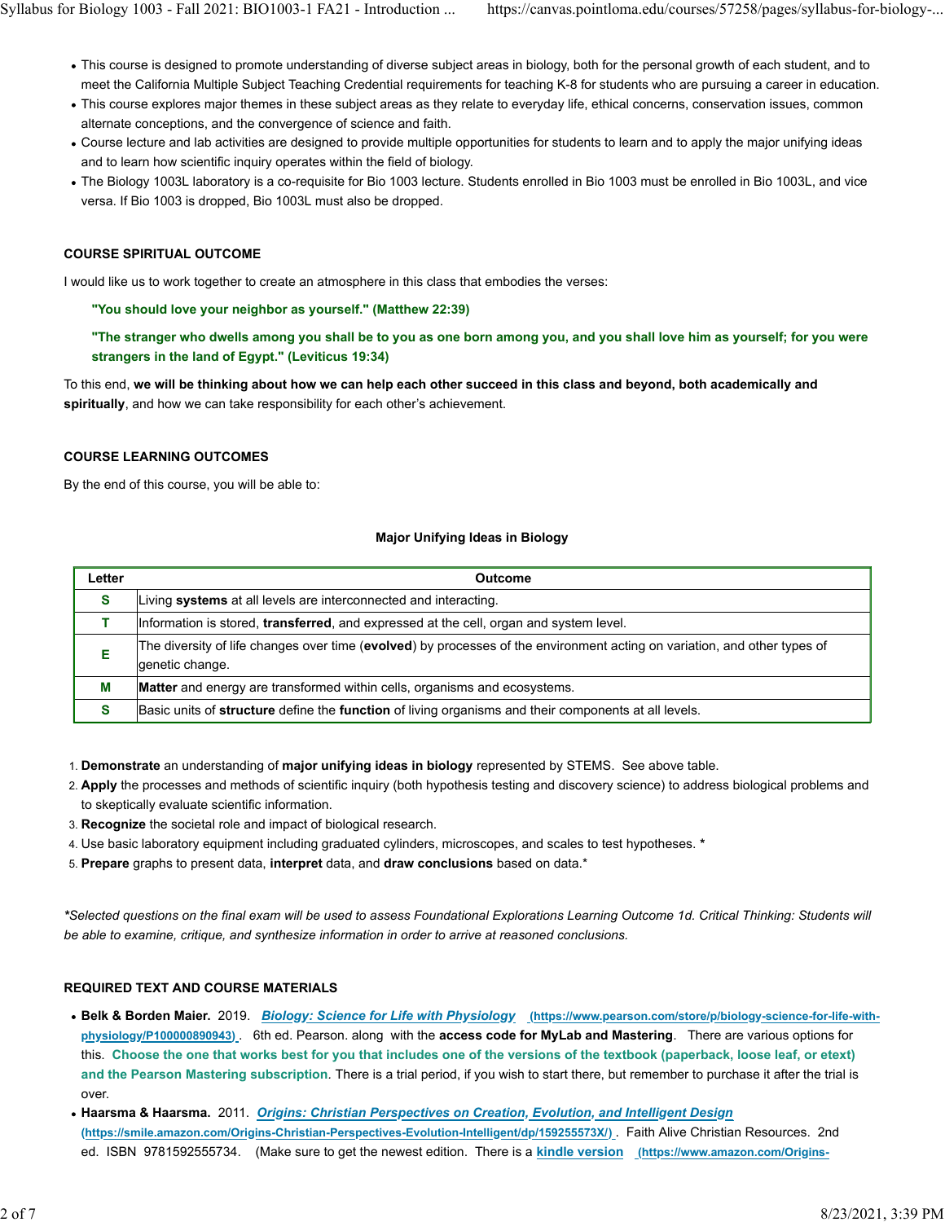- This course is designed to promote understanding of diverse subject areas in biology, both for the personal growth of each student, and to meet the California Multiple Subject Teaching Credential requirements for teaching K-8 for students who are pursuing a career in education.
- This course explores major themes in these subject areas as they relate to everyday life, ethical concerns, conservation issues, common alternate conceptions, and the convergence of science and faith.
- Course lecture and lab activities are designed to provide multiple opportunities for students to learn and to apply the major unifying ideas and to learn how scientific inquiry operates within the field of biology.
- The Biology 1003L laboratory is a co-requisite for Bio 1003 lecture. Students enrolled in Bio 1003 must be enrolled in Bio 1003L, and vice versa. If Bio 1003 is dropped, Bio 1003L must also be dropped.

### COURSE SPIRITUAL OUTCOME

I would like us to work together to create an atmosphere in this class that embodies the verses:

> **"You should love your neighbor as yourself." (Matthew 22:39)**
>
> **"The stranger who dwells among you shall be to you as one born among you, and you shall love him as yourself; for you were strangers in the land of Egypt." (Leviticus 19:34)**

To this end, **we will be thinking about how we can help each other succeed in this class and beyond, both academically and spiritually**, and how we can take responsibility for each other's achievement.

### COURSE LEARNING OUTCOMES

By the end of this course, you will be able to:

**Major Unifying Ideas in Biology**

| Letter | Outcome |
|---|---|
| **S** | Living **systems** at all levels are interconnected and interacting. |
| **T** | Information is stored, **transferred**, and expressed at the cell, organ and system level. |
| **E** | The diversity of life changes over time (**evolved**) by processes of the environment acting on variation, and other types of genetic change. |
| **M** | **Matter** and energy are transformed within cells, organisms and ecosystems. |
| **S** | Basic units of **structure** define the **function** of living organisms and their components at all levels. |

1. **Demonstrate** an understanding of **major unifying ideas in biology** represented by STEMS. See above table.
2. **Apply** the processes and methods of scientific inquiry (both hypothesis testing and discovery science) to address biological problems and to skeptically evaluate scientific information.
3. **Recognize** the societal role and impact of biological research.
4. Use basic laboratory equipment including graduated cylinders, microscopes, and scales to test hypotheses. *
5. **Prepare** graphs to present data, **interpret** data, and **draw conclusions** based on data.*

*\*Selected questions on the final exam will be used to assess Foundational Explorations Learning Outcome 1d. Critical Thinking: Students will be able to examine, critique, and synthesize information in order to arrive at reasoned conclusions.*

### REQUIRED TEXT AND COURSE MATERIALS

- **Belk & Borden Maier.** 2019. [***Biology: Science for Life with Physiology***](https://www.pearson.com/store/p/biology-science-for-life-with-physiology/P100000890943) (https://www.pearson.com/store/p/biology-science-for-life-with-physiology/P100000890943). 6th ed. Pearson. along with the **access code for MyLab and Mastering**. There are various options for this. **Choose the one that works best for you that includes one of the versions of the textbook (paperback, loose leaf, or etext) and the Pearson Mastering subscription**. There is a trial period, if you wish to start there, but remember to purchase it after the trial is over.
- **Haarsma & Haarsma.** 2011. [***Origins: Christian Perspectives on Creation, Evolution, and Intelligent Design***](https://smile.amazon.com/Origins-Christian-Perspectives-Evolution-Intelligent/dp/159255573X/) (https://smile.amazon.com/Origins-Christian-Perspectives-Evolution-Intelligent/dp/159255573X/). Faith Alive Christian Resources. 2nd ed. ISBN 9781592555734. (Make sure to get the newest edition. There is a **kindle version** (https://www.amazon.com/Origins-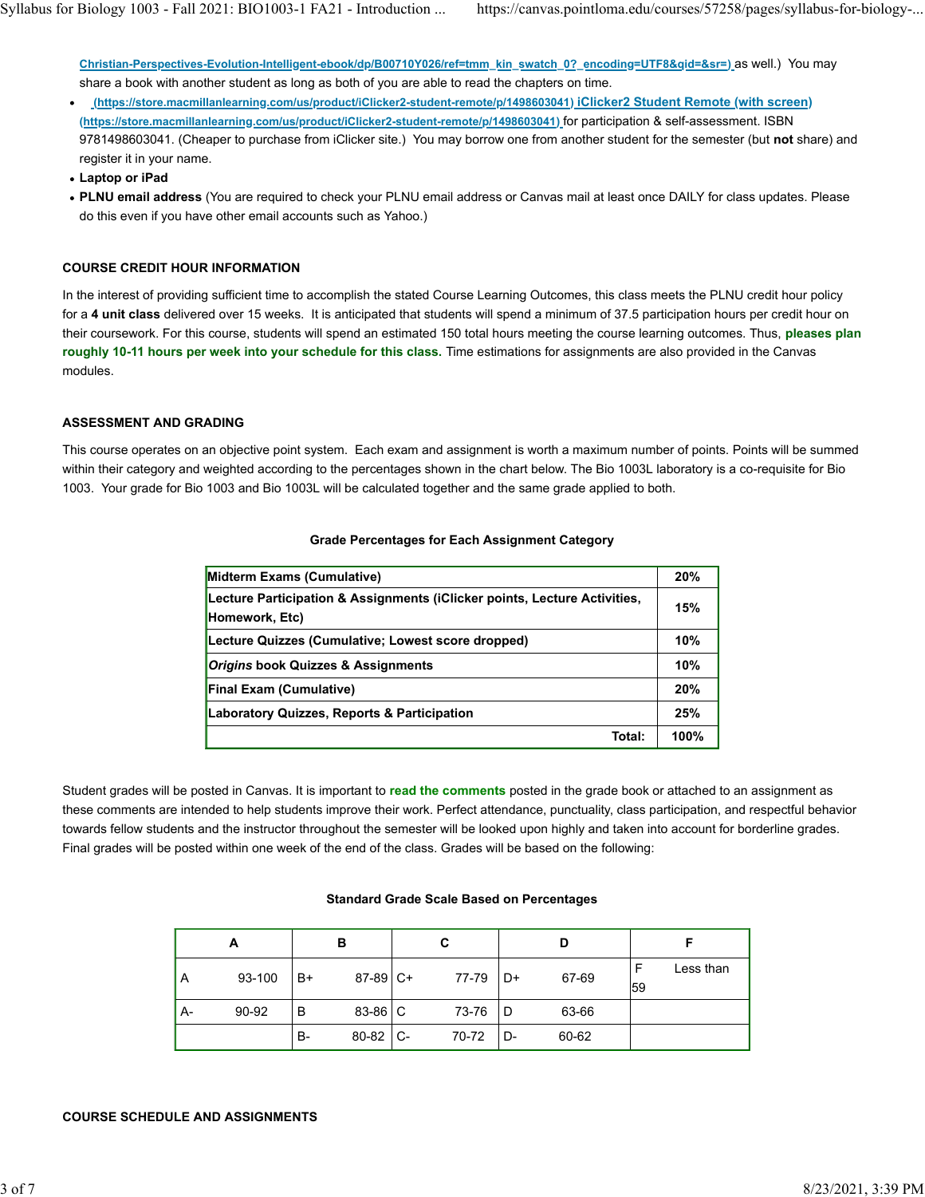Christian-Perspectives-Evolution-Intelligent-ebook/dp/B00710Y026/ref=tmm_kin_swatch_0?_encoding=UTF8&qid=&sr=) as well.) You may share a book with another student as long as both of you are able to read the chapters on time.

- (https://store.macmillanlearning.com/us/product/iClicker2-student-remote/p/1498603041) iClicker2 Student Remote (with screen) (https://store.macmillanlearning.com/us/product/iClicker2-student-remote/p/1498603041) for participation & self-assessment. ISBN 9781498603041. (Cheaper to purchase from iClicker site.) You may borrow one from another student for the semester (but **not** share) and register it in your name.
- **Laptop or iPad**
- **PLNU email address** (You are required to check your PLNU email address or Canvas mail at least once DAILY for class updates. Please do this even if you have other email accounts such as Yahoo.)

## COURSE CREDIT HOUR INFORMATION

In the interest of providing sufficient time to accomplish the stated Course Learning Outcomes, this class meets the PLNU credit hour policy for a **4 unit class** delivered over 15 weeks. It is anticipated that students will spend a minimum of 37.5 participation hours per credit hour on their coursework. For this course, students will spend an estimated 150 total hours meeting the course learning outcomes. Thus, **pleases plan roughly 10-11 hours per week into your schedule for this class.** Time estimations for assignments are also provided in the Canvas modules.

## ASSESSMENT AND GRADING

This course operates on an objective point system. Each exam and assignment is worth a maximum number of points. Points will be summed within their category and weighted according to the percentages shown in the chart below. The Bio 1003L laboratory is a co-requisite for Bio 1003. Your grade for Bio 1003 and Bio 1003L will be calculated together and the same grade applied to both.

**Grade Percentages for Each Assignment Category**

| Category | Percentage |
|---|---|
| **Midterm Exams (Cumulative)** | **20%** |
| **Lecture Participation & Assignments (iClicker points, Lecture Activities, Homework, Etc)** | **15%** |
| **Lecture Quizzes (Cumulative; Lowest score dropped)** | **10%** |
| ***Origins* book Quizzes & Assignments** | **10%** |
| **Final Exam (Cumulative)** | **20%** |
| **Laboratory Quizzes, Reports & Participation** | **25%** |
| **Total:** | **100%** |

Student grades will be posted in Canvas. It is important to **read the comments** posted in the grade book or attached to an assignment as these comments are intended to help students improve their work. Perfect attendance, punctuality, class participation, and respectful behavior towards fellow students and the instructor throughout the semester will be looked upon highly and taken into account for borderline grades. Final grades will be posted within one week of the end of the class. Grades will be based on the following:

**Standard Grade Scale Based on Percentages**

| A | | B | | C | | D | | F | |
|---|---|---|---|---|---|---|---|---|---|
| A | 93-100 | B+ | 87-89 | C+ | 77-79 | D+ | 67-69 | F | Less than 59 |
| A- | 90-92 | B | 83-86 | C | 73-76 | D | 63-66 | | |
| | | B- | 80-82 | C- | 70-72 | D- | 60-62 | | |

## COURSE SCHEDULE AND ASSIGNMENTS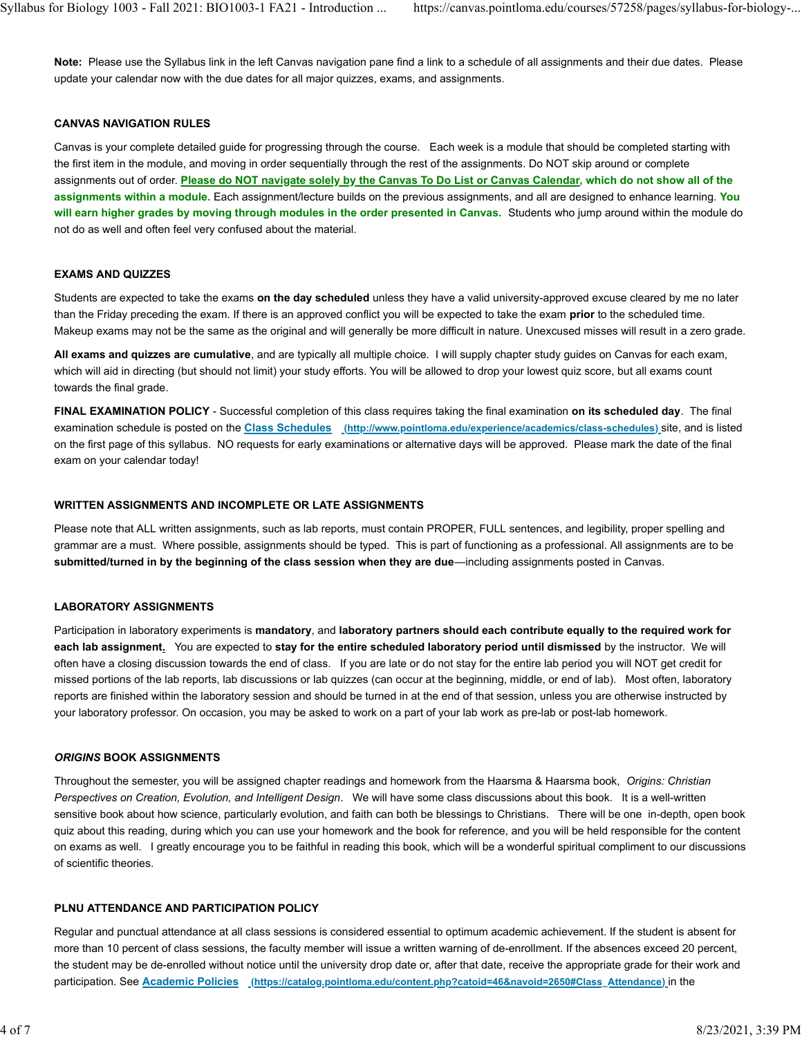**Note:** Please use the Syllabus link in the left Canvas navigation pane find a link to a schedule of all assignments and their due dates. Please update your calendar now with the due dates for all major quizzes, exams, and assignments.

### CANVAS NAVIGATION RULES

Canvas is your complete detailed guide for progressing through the course. Each week is a module that should be completed starting with the first item in the module, and moving in order sequentially through the rest of the assignments. Do NOT skip around or complete assignments out of order. **Please do NOT navigate solely by the Canvas To Do List or Canvas Calendar, which do not show all of the assignments within a module.** Each assignment/lecture builds on the previous assignments, and all are designed to enhance learning. **You will earn higher grades by moving through modules in the order presented in Canvas.** Students who jump around within the module do not do as well and often feel very confused about the material.

### EXAMS AND QUIZZES

Students are expected to take the exams **on the day scheduled** unless they have a valid university-approved excuse cleared by me no later than the Friday preceding the exam. If there is an approved conflict you will be expected to take the exam **prior** to the scheduled time. Makeup exams may not be the same as the original and will generally be more difficult in nature. Unexcused misses will result in a zero grade.

**All exams and quizzes are cumulative**, and are typically all multiple choice. I will supply chapter study guides on Canvas for each exam, which will aid in directing (but should not limit) your study efforts. You will be allowed to drop your lowest quiz score, but all exams count towards the final grade.

**FINAL EXAMINATION POLICY** - Successful completion of this class requires taking the final examination **on its scheduled day**. The final examination schedule is posted on the [Class Schedules (http://www.pointloma.edu/experience/academics/class-schedules)](http://www.pointloma.edu/experience/academics/class-schedules) site, and is listed on the first page of this syllabus. NO requests for early examinations or alternative days will be approved. Please mark the date of the final exam on your calendar today!

### WRITTEN ASSIGNMENTS AND INCOMPLETE OR LATE ASSIGNMENTS

Please note that ALL written assignments, such as lab reports, must contain PROPER, FULL sentences, and legibility, proper spelling and grammar are a must. Where possible, assignments should be typed. This is part of functioning as a professional. All assignments are to be **submitted/turned in by the beginning of the class session when they are due**—including assignments posted in Canvas.

### LABORATORY ASSIGNMENTS

Participation in laboratory experiments is **mandatory**, and **laboratory partners should each contribute equally to the required work for each lab assignment.** You are expected to **stay for the entire scheduled laboratory period until dismissed** by the instructor. We will often have a closing discussion towards the end of class. If you are late or do not stay for the entire lab period you will NOT get credit for missed portions of the lab reports, lab discussions or lab quizzes (can occur at the beginning, middle, or end of lab). Most often, laboratory reports are finished within the laboratory session and should be turned in at the end of that session, unless you are otherwise instructed by your laboratory professor. On occasion, you may be asked to work on a part of your lab work as pre-lab or post-lab homework.

### *ORIGINS* BOOK ASSIGNMENTS

Throughout the semester, you will be assigned chapter readings and homework from the Haarsma & Haarsma book, *Origins: Christian Perspectives on Creation, Evolution, and Intelligent Design*. We will have some class discussions about this book. It is a well-written sensitive book about how science, particularly evolution, and faith can both be blessings to Christians. There will be one in-depth, open book quiz about this reading, during which you can use your homework and the book for reference, and you will be held responsible for the content on exams as well. I greatly encourage you to be faithful in reading this book, which will be a wonderful spiritual compliment to our discussions of scientific theories.

### PLNU ATTENDANCE AND PARTICIPATION POLICY

Regular and punctual attendance at all class sessions is considered essential to optimum academic achievement. If the student is absent for more than 10 percent of class sessions, the faculty member will issue a written warning of de-enrollment. If the absences exceed 20 percent, the student may be de-enrolled without notice until the university drop date or, after that date, receive the appropriate grade for their work and participation. See [Academic Policies (https://catalog.pointloma.edu/content.php?catoid=46&navoid=2650#Class_Attendance)](https://catalog.pointloma.edu/content.php?catoid=46&navoid=2650#Class_Attendance) in the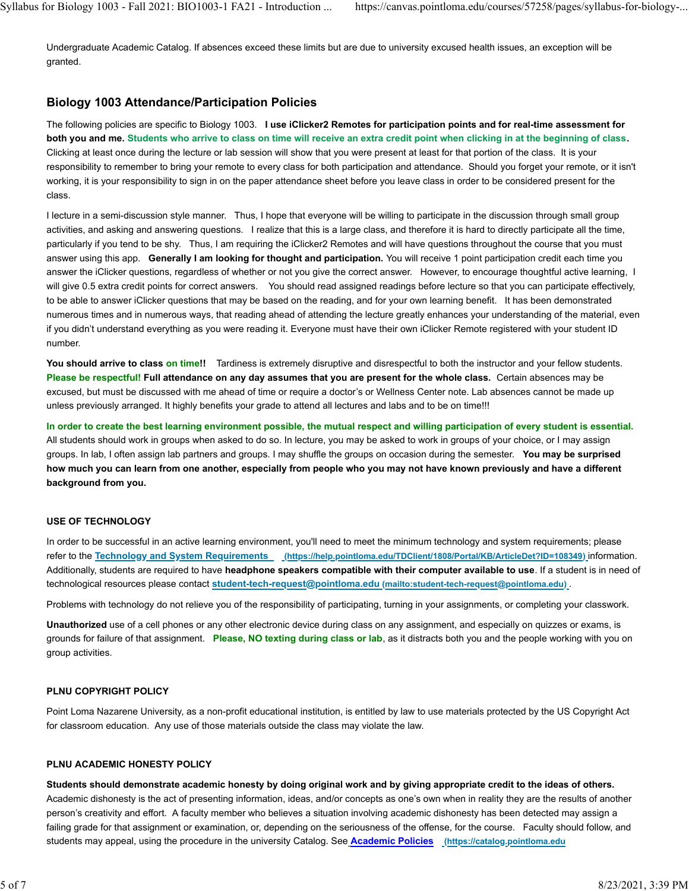Undergraduate Academic Catalog. If absences exceed these limits but are due to university excused health issues, an exception will be granted.

## Biology 1003 Attendance/Participation Policies

The following policies are specific to Biology 1003. **I use iClicker2 Remotes for participation points and for real-time assessment for both you and me.** **Students who arrive to class on time will receive an extra credit point when clicking in at the beginning of class.** Clicking at least once during the lecture or lab session will show that you were present at least for that portion of the class. It is your responsibility to remember to bring your remote to every class for both participation and attendance. Should you forget your remote, or it isn't working, it is your responsibility to sign in on the paper attendance sheet before you leave class in order to be considered present for the class.

I lecture in a semi-discussion style manner. Thus, I hope that everyone will be willing to participate in the discussion through small group activities, and asking and answering questions. I realize that this is a large class, and therefore it is hard to directly participate all the time, particularly if you tend to be shy. Thus, I am requiring the iClicker2 Remotes and will have questions throughout the course that you must answer using this app. **Generally I am looking for thought and participation.** You will receive 1 point participation credit each time you answer the iClicker questions, regardless of whether or not you give the correct answer. However, to encourage thoughtful active learning, I will give 0.5 extra credit points for correct answers. You should read assigned readings before lecture so that you can participate effectively, to be able to answer iClicker questions that may be based on the reading, and for your own learning benefit. It has been demonstrated numerous times and in numerous ways, that reading ahead of attending the lecture greatly enhances your understanding of the material, even if you didn't understand everything as you were reading it. Everyone must have their own iClicker Remote registered with your student ID number.

**You should arrive to class on time!!** Tardiness is extremely disruptive and disrespectful to both the instructor and your fellow students. **Please be respectful! Full attendance on any day assumes that you are present for the whole class.** Certain absences may be excused, but must be discussed with me ahead of time or require a doctor's or Wellness Center note. Lab absences cannot be made up unless previously arranged. It highly benefits your grade to attend all lectures and labs and to be on time!!!

**In order to create the best learning environment possible, the mutual respect and willing participation of every student is essential.** All students should work in groups when asked to do so. In lecture, you may be asked to work in groups of your choice, or I may assign groups. In lab, I often assign lab partners and groups. I may shuffle the groups on occasion during the semester. **You may be surprised how much you can learn from one another, especially from people who you may not have known previously and have a different background from you.**

### USE OF TECHNOLOGY

In order to be successful in an active learning environment, you'll need to meet the minimum technology and system requirements; please refer to the [Technology and System Requirements](https://help.pointloma.edu/TDClient/1808/Portal/KB/ArticleDet?ID=108349) (https://help.pointloma.edu/TDClient/1808/Portal/KB/ArticleDet?ID=108349) information. Additionally, students are required to have **headphone speakers compatible with their computer available to use**. If a student is in need of technological resources please contact [student-tech-request@pointloma.edu](mailto:student-tech-request@pointloma.edu) (mailto:student-tech-request@pointloma.edu) .

Problems with technology do not relieve you of the responsibility of participating, turning in your assignments, or completing your classwork.

**Unauthorized** use of a cell phones or any other electronic device during class on any assignment, and especially on quizzes or exams, is grounds for failure of that assignment. **Please, NO texting during class or lab**, as it distracts both you and the people working with you on group activities.

### PLNU COPYRIGHT POLICY

Point Loma Nazarene University, as a non-profit educational institution, is entitled by law to use materials protected by the US Copyright Act for classroom education. Any use of those materials outside the class may violate the law.

### PLNU ACADEMIC HONESTY POLICY

**Students should demonstrate academic honesty by doing original work and by giving appropriate credit to the ideas of others.** Academic dishonesty is the act of presenting information, ideas, and/or concepts as one's own when in reality they are the results of another person's creativity and effort. A faculty member who believes a situation involving academic dishonesty has been detected may assign a failing grade for that assignment or examination, or, depending on the seriousness of the offense, for the course. Faculty should follow, and students may appeal, using the procedure in the university Catalog. See [Academic Policies](https://catalog.pointloma.edu) (https://catalog.pointloma.edu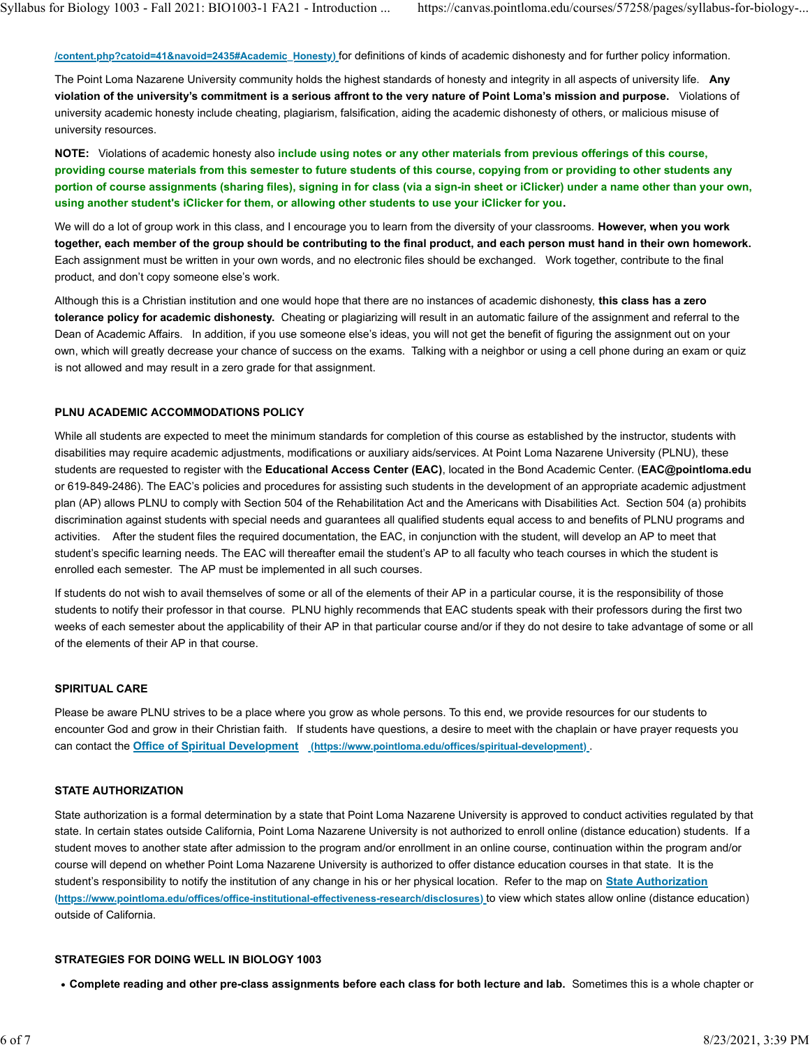[/content.php?catoid=41&navoid=2435#Academic_Honesty)](/content.php?catoid=41&navoid=2435#Academic_Honesty) for definitions of kinds of academic dishonesty and for further policy information.

The Point Loma Nazarene University community holds the highest standards of honesty and integrity in all aspects of university life. **Any violation of the university's commitment is a serious affront to the very nature of Point Loma's mission and purpose.** Violations of university academic honesty include cheating, plagiarism, falsification, aiding the academic dishonesty of others, or malicious misuse of university resources.

**NOTE:** Violations of academic honesty also **include using notes or any other materials from previous offerings of this course, providing course materials from this semester to future students of this course, copying from or providing to other students any portion of course assignments (sharing files), signing in for class (via a sign-in sheet or iClicker) under a name other than your own, using another student's iClicker for them, or allowing other students to use your iClicker for you.**

We will do a lot of group work in this class, and I encourage you to learn from the diversity of your classrooms. **However, when you work together, each member of the group should be contributing to the final product, and each person must hand in their own homework.** Each assignment must be written in your own words, and no electronic files should be exchanged. Work together, contribute to the final product, and don't copy someone else's work.

Although this is a Christian institution and one would hope that there are no instances of academic dishonesty, **this class has a zero tolerance policy for academic dishonesty.** Cheating or plagiarizing will result in an automatic failure of the assignment and referral to the Dean of Academic Affairs. In addition, if you use someone else's ideas, you will not get the benefit of figuring the assignment out on your own, which will greatly decrease your chance of success on the exams. Talking with a neighbor or using a cell phone during an exam or quiz is not allowed and may result in a zero grade for that assignment.

### PLNU ACADEMIC ACCOMMODATIONS POLICY

While all students are expected to meet the minimum standards for completion of this course as established by the instructor, students with disabilities may require academic adjustments, modifications or auxiliary aids/services. At Point Loma Nazarene University (PLNU), these students are requested to register with the **Educational Access Center (EAC)**, located in the Bond Academic Center. (**EAC@pointloma.edu** or 619-849-2486). The EAC's policies and procedures for assisting such students in the development of an appropriate academic adjustment plan (AP) allows PLNU to comply with Section 504 of the Rehabilitation Act and the Americans with Disabilities Act. Section 504 (a) prohibits discrimination against students with special needs and guarantees all qualified students equal access to and benefits of PLNU programs and activities. After the student files the required documentation, the EAC, in conjunction with the student, will develop an AP to meet that student's specific learning needs. The EAC will thereafter email the student's AP to all faculty who teach courses in which the student is enrolled each semester. The AP must be implemented in all such courses.

If students do not wish to avail themselves of some or all of the elements of their AP in a particular course, it is the responsibility of those students to notify their professor in that course. PLNU highly recommends that EAC students speak with their professors during the first two weeks of each semester about the applicability of their AP in that particular course and/or if they do not desire to take advantage of some or all of the elements of their AP in that course.

### SPIRITUAL CARE

Please be aware PLNU strives to be a place where you grow as whole persons. To this end, we provide resources for our students to encounter God and grow in their Christian faith. If students have questions, a desire to meet with the chaplain or have prayer requests you can contact the [Office of Spiritual Development](https://www.pointloma.edu/offices/spiritual-development) (https://www.pointloma.edu/offices/spiritual-development).

### STATE AUTHORIZATION

State authorization is a formal determination by a state that Point Loma Nazarene University is approved to conduct activities regulated by that state. In certain states outside California, Point Loma Nazarene University is not authorized to enroll online (distance education) students. If a student moves to another state after admission to the program and/or enrollment in an online course, continuation within the program and/or course will depend on whether Point Loma Nazarene University is authorized to offer distance education courses in that state. It is the student's responsibility to notify the institution of any change in his or her physical location. Refer to the map on [State Authorization](https://www.pointloma.edu/offices/office-institutional-effectiveness-research/disclosures) (https://www.pointloma.edu/offices/office-institutional-effectiveness-research/disclosures) to view which states allow online (distance education) outside of California.

### STRATEGIES FOR DOING WELL IN BIOLOGY 1003

- **Complete reading and other pre-class assignments before each class for both lecture and lab.** Sometimes this is a whole chapter or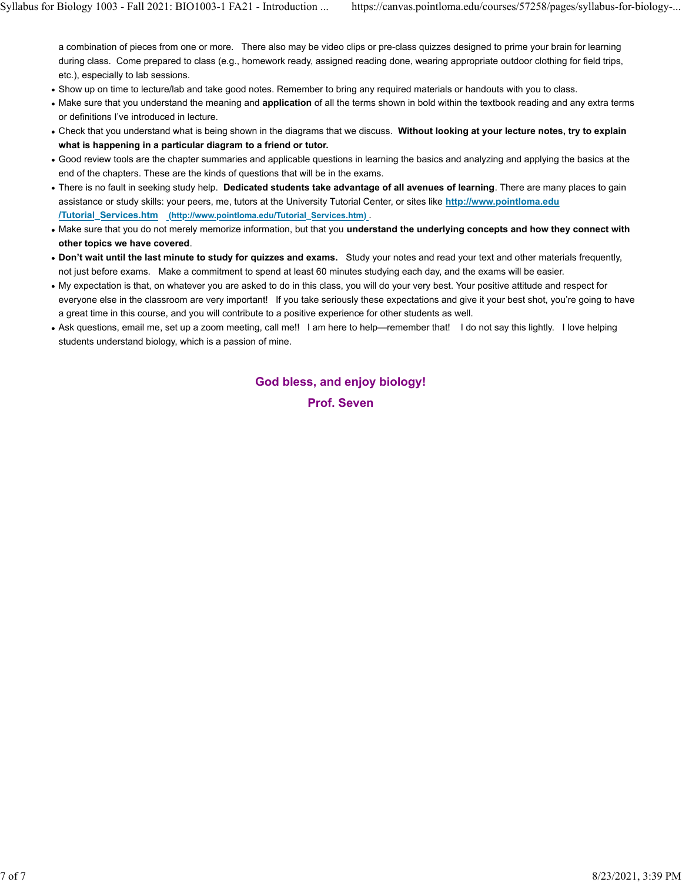a combination of pieces from one or more. There also may be video clips or pre-class quizzes designed to prime your brain for learning during class. Come prepared to class (e.g., homework ready, assigned reading done, wearing appropriate outdoor clothing for field trips, etc.), especially to lab sessions.

- Show up on time to lecture/lab and take good notes. Remember to bring any required materials or handouts with you to class.
- Make sure that you understand the meaning and **application** of all the terms shown in bold within the textbook reading and any extra terms or definitions I've introduced in lecture.
- Check that you understand what is being shown in the diagrams that we discuss. **Without looking at your lecture notes, try to explain what is happening in a particular diagram to a friend or tutor.**
- Good review tools are the chapter summaries and applicable questions in learning the basics and analyzing and applying the basics at the end of the chapters. These are the kinds of questions that will be in the exams.
- There is no fault in seeking study help. **Dedicated students take advantage of all avenues of learning**. There are many places to gain assistance or study skills: your peers, me, tutors at the University Tutorial Center, or sites like [http://www.pointloma.edu/Tutorial_Services.htm](http://www.pointloma.edu/Tutorial_Services.htm) (http://www.pointloma.edu/Tutorial_Services.htm) .
- Make sure that you do not merely memorize information, but that you **understand the underlying concepts and how they connect with other topics we have covered**.
- **Don't wait until the last minute to study for quizzes and exams.** Study your notes and read your text and other materials frequently, not just before exams. Make a commitment to spend at least 60 minutes studying each day, and the exams will be easier.
- My expectation is that, on whatever you are asked to do in this class, you will do your very best. Your positive attitude and respect for everyone else in the classroom are very important! If you take seriously these expectations and give it your best shot, you're going to have a great time in this course, and you will contribute to a positive experience for other students as well.
- Ask questions, email me, set up a zoom meeting, call me!! I am here to help—remember that! I do not say this lightly. I love helping students understand biology, which is a passion of mine.

**God bless, and enjoy biology!**

**Prof. Seven**